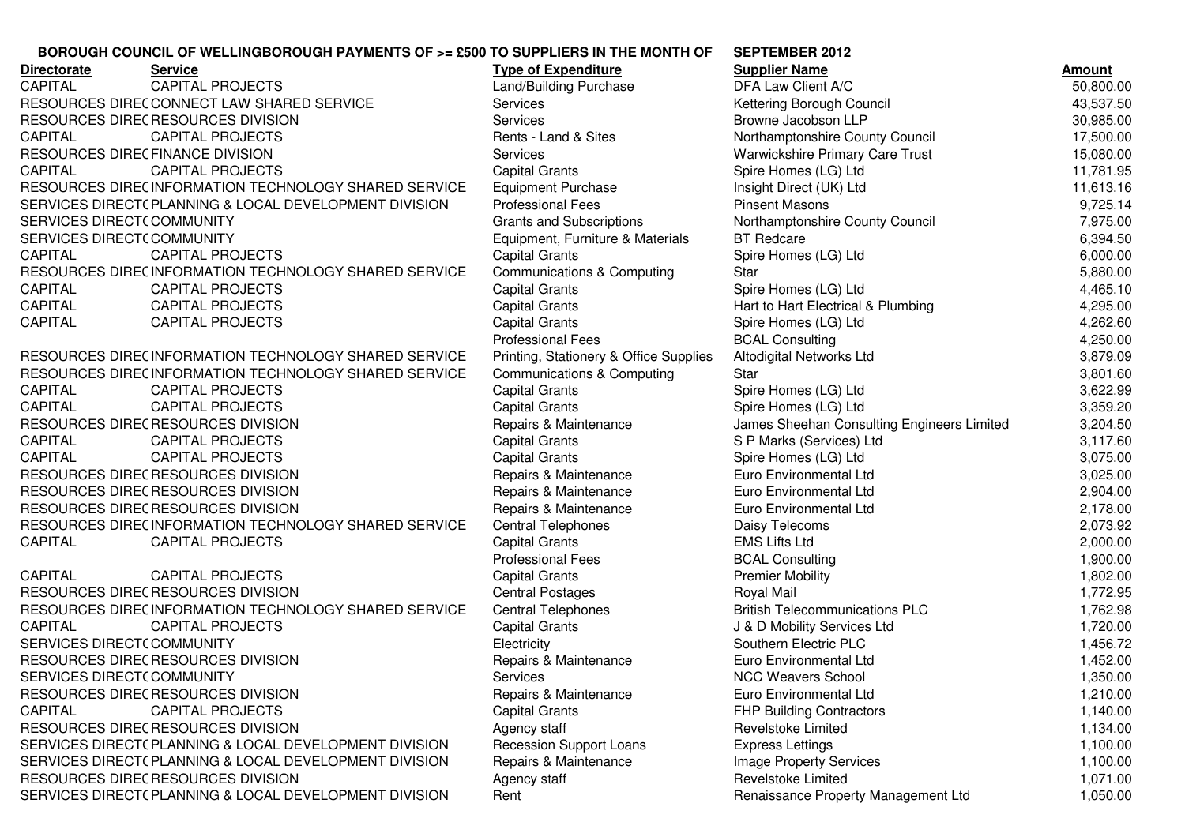**BOROUGH COUNCIL OF WELLINGBOROUGH PAYMENTS OF >= £500 TO SUPPLIERS IN THE MONTH OF SEPTEMBER 2012**

| Directorate | Service | Type of Expenditure | Supplier Name | Amount |
|---|---|---|---|---|
| CAPITAL | CAPITAL PROJECTS | Land/Building Purchase | DFA Law Client A/C | 50,800.00 |
| RESOURCES DIREC | CONNECT LAW SHARED SERVICE | Services | Kettering Borough Council | 43,537.50 |
| RESOURCES DIREC | RESOURCES DIVISION | Services | Browne Jacobson LLP | 30,985.00 |
| CAPITAL | CAPITAL PROJECTS | Rents - Land & Sites | Northamptonshire County Council | 17,500.00 |
| RESOURCES DIREC | FINANCE DIVISION | Services | Warwickshire Primary Care Trust | 15,080.00 |
| CAPITAL | CAPITAL PROJECTS | Capital Grants | Spire Homes (LG) Ltd | 11,781.95 |
| RESOURCES DIREC | INFORMATION TECHNOLOGY SHARED SERVICE | Equipment Purchase | Insight Direct (UK) Ltd | 11,613.16 |
| SERVICES DIRECT( | PLANNING & LOCAL DEVELOPMENT DIVISION | Professional Fees | Pinsent Masons | 9,725.14 |
| SERVICES DIRECT( | COMMUNITY | Grants and Subscriptions | Northamptonshire County Council | 7,975.00 |
| SERVICES DIRECT( | COMMUNITY | Equipment, Furniture & Materials | BT Redcare | 6,394.50 |
| CAPITAL | CAPITAL PROJECTS | Capital Grants | Spire Homes (LG) Ltd | 6,000.00 |
| RESOURCES DIREC | INFORMATION TECHNOLOGY SHARED SERVICE | Communications & Computing | Star | 5,880.00 |
| CAPITAL | CAPITAL PROJECTS | Capital Grants | Spire Homes (LG) Ltd | 4,465.10 |
| CAPITAL | CAPITAL PROJECTS | Capital Grants | Hart to Hart Electrical & Plumbing | 4,295.00 |
| CAPITAL | CAPITAL PROJECTS | Capital Grants | Spire Homes (LG) Ltd | 4,262.60 |
| | | Professional Fees | BCAL Consulting | 4,250.00 |
| RESOURCES DIREC | INFORMATION TECHNOLOGY SHARED SERVICE | Printing, Stationery & Office Supplies | Altodigital Networks Ltd | 3,879.09 |
| RESOURCES DIREC | INFORMATION TECHNOLOGY SHARED SERVICE | Communications & Computing | Star | 3,801.60 |
| CAPITAL | CAPITAL PROJECTS | Capital Grants | Spire Homes (LG) Ltd | 3,622.99 |
| CAPITAL | CAPITAL PROJECTS | Capital Grants | Spire Homes (LG) Ltd | 3,359.20 |
| RESOURCES DIREC | RESOURCES DIVISION | Repairs & Maintenance | James Sheehan Consulting Engineers Limited | 3,204.50 |
| CAPITAL | CAPITAL PROJECTS | Capital Grants | S P Marks (Services) Ltd | 3,117.60 |
| CAPITAL | CAPITAL PROJECTS | Capital Grants | Spire Homes (LG) Ltd | 3,075.00 |
| RESOURCES DIREC | RESOURCES DIVISION | Repairs & Maintenance | Euro Environmental Ltd | 3,025.00 |
| RESOURCES DIREC | RESOURCES DIVISION | Repairs & Maintenance | Euro Environmental Ltd | 2,904.00 |
| RESOURCES DIREC | RESOURCES DIVISION | Repairs & Maintenance | Euro Environmental Ltd | 2,178.00 |
| RESOURCES DIREC | INFORMATION TECHNOLOGY SHARED SERVICE | Central Telephones | Daisy Telecoms | 2,073.92 |
| CAPITAL | CAPITAL PROJECTS | Capital Grants | EMS Lifts Ltd | 2,000.00 |
| | | Professional Fees | BCAL Consulting | 1,900.00 |
| CAPITAL | CAPITAL PROJECTS | Capital Grants | Premier Mobility | 1,802.00 |
| RESOURCES DIREC | RESOURCES DIVISION | Central Postages | Royal Mail | 1,772.95 |
| RESOURCES DIREC | INFORMATION TECHNOLOGY SHARED SERVICE | Central Telephones | British Telecommunications PLC | 1,762.98 |
| CAPITAL | CAPITAL PROJECTS | Capital Grants | J & D Mobility Services Ltd | 1,720.00 |
| SERVICES DIRECT( | COMMUNITY | Electricity | Southern Electric PLC | 1,456.72 |
| RESOURCES DIREC | RESOURCES DIVISION | Repairs & Maintenance | Euro Environmental Ltd | 1,452.00 |
| SERVICES DIRECT( | COMMUNITY | Services | NCC Weavers School | 1,350.00 |
| RESOURCES DIREC | RESOURCES DIVISION | Repairs & Maintenance | Euro Environmental Ltd | 1,210.00 |
| CAPITAL | CAPITAL PROJECTS | Capital Grants | FHP Building Contractors | 1,140.00 |
| RESOURCES DIREC | RESOURCES DIVISION | Agency staff | Revelstoke Limited | 1,134.00 |
| SERVICES DIRECT( | PLANNING & LOCAL DEVELOPMENT DIVISION | Recession Support Loans | Express Lettings | 1,100.00 |
| SERVICES DIRECT( | PLANNING & LOCAL DEVELOPMENT DIVISION | Repairs & Maintenance | Image Property Services | 1,100.00 |
| RESOURCES DIREC | RESOURCES DIVISION | Agency staff | Revelstoke Limited | 1,071.00 |
| SERVICES DIRECT( | PLANNING & LOCAL DEVELOPMENT DIVISION | Rent | Renaissance Property Management Ltd | 1,050.00 |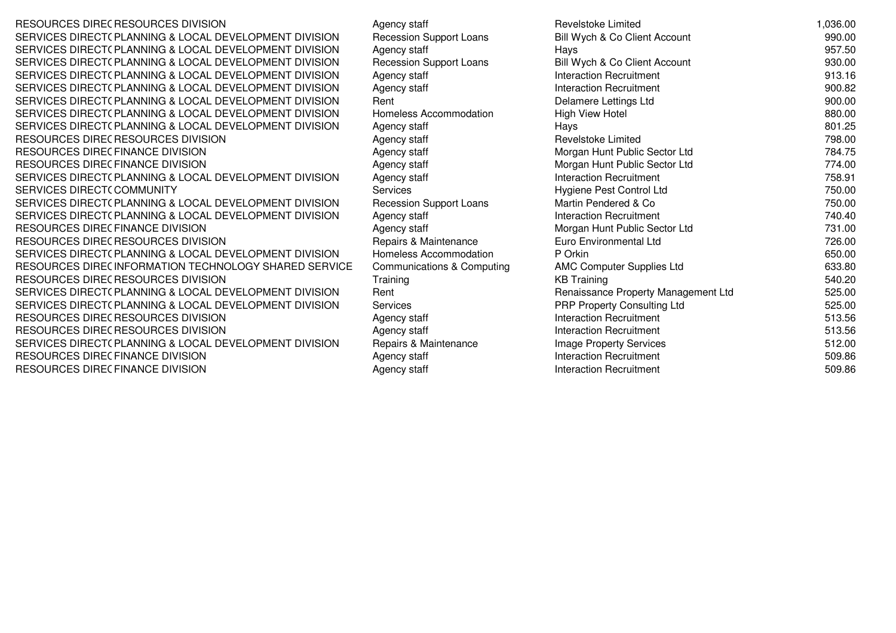| | | | | |
|---|---|---|---|---|
| RESOURCES DIREC | RESOURCES DIVISION | Agency staff | Revelstoke Limited | 1,036.00 |
| SERVICES DIRECT( | PLANNING & LOCAL DEVELOPMENT DIVISION | Recession Support Loans | Bill Wych & Co Client Account | 990.00 |
| SERVICES DIRECT( | PLANNING & LOCAL DEVELOPMENT DIVISION | Agency staff | Hays | 957.50 |
| SERVICES DIRECT( | PLANNING & LOCAL DEVELOPMENT DIVISION | Recession Support Loans | Bill Wych & Co Client Account | 930.00 |
| SERVICES DIRECT( | PLANNING & LOCAL DEVELOPMENT DIVISION | Agency staff | Interaction Recruitment | 913.16 |
| SERVICES DIRECT( | PLANNING & LOCAL DEVELOPMENT DIVISION | Agency staff | Interaction Recruitment | 900.82 |
| SERVICES DIRECT( | PLANNING & LOCAL DEVELOPMENT DIVISION | Rent | Delamere Lettings Ltd | 900.00 |
| SERVICES DIRECT( | PLANNING & LOCAL DEVELOPMENT DIVISION | Homeless Accommodation | High View Hotel | 880.00 |
| SERVICES DIRECT( | PLANNING & LOCAL DEVELOPMENT DIVISION | Agency staff | Hays | 801.25 |
| RESOURCES DIREC | RESOURCES DIVISION | Agency staff | Revelstoke Limited | 798.00 |
| RESOURCES DIREC | FINANCE DIVISION | Agency staff | Morgan Hunt Public Sector Ltd | 784.75 |
| RESOURCES DIREC | FINANCE DIVISION | Agency staff | Morgan Hunt Public Sector Ltd | 774.00 |
| SERVICES DIRECT( | PLANNING & LOCAL DEVELOPMENT DIVISION | Agency staff | Interaction Recruitment | 758.91 |
| SERVICES DIRECT( | COMMUNITY | Services | Hygiene Pest Control Ltd | 750.00 |
| SERVICES DIRECT( | PLANNING & LOCAL DEVELOPMENT DIVISION | Recession Support Loans | Martin Pendered & Co | 750.00 |
| SERVICES DIRECT( | PLANNING & LOCAL DEVELOPMENT DIVISION | Agency staff | Interaction Recruitment | 740.40 |
| RESOURCES DIREC | FINANCE DIVISION | Agency staff | Morgan Hunt Public Sector Ltd | 731.00 |
| RESOURCES DIREC | RESOURCES DIVISION | Repairs & Maintenance | Euro Environmental Ltd | 726.00 |
| SERVICES DIRECT( | PLANNING & LOCAL DEVELOPMENT DIVISION | Homeless Accommodation | P Orkin | 650.00 |
| RESOURCES DIREC | INFORMATION TECHNOLOGY SHARED SERVICE | Communications & Computing | AMC Computer Supplies Ltd | 633.80 |
| RESOURCES DIREC | RESOURCES DIVISION | Training | KB Training | 540.20 |
| SERVICES DIRECT( | PLANNING & LOCAL DEVELOPMENT DIVISION | Rent | Renaissance Property Management Ltd | 525.00 |
| SERVICES DIRECT( | PLANNING & LOCAL DEVELOPMENT DIVISION | Services | PRP Property Consulting Ltd | 525.00 |
| RESOURCES DIREC | RESOURCES DIVISION | Agency staff | Interaction Recruitment | 513.56 |
| RESOURCES DIREC | RESOURCES DIVISION | Agency staff | Interaction Recruitment | 513.56 |
| SERVICES DIRECT( | PLANNING & LOCAL DEVELOPMENT DIVISION | Repairs & Maintenance | Image Property Services | 512.00 |
| RESOURCES DIREC | FINANCE DIVISION | Agency staff | Interaction Recruitment | 509.86 |
| RESOURCES DIREC | FINANCE DIVISION | Agency staff | Interaction Recruitment | 509.86 |